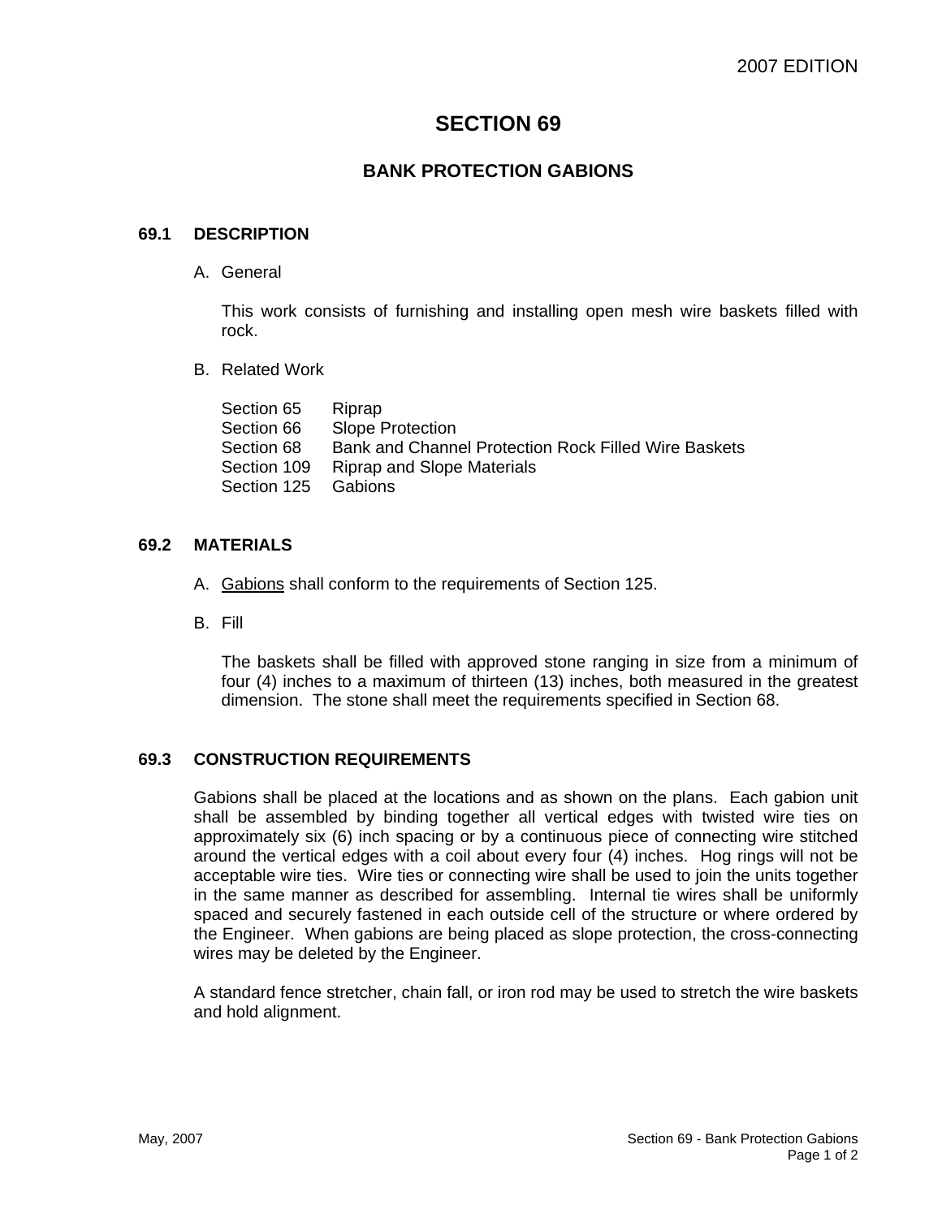# SECTION 69

## BANK PROTECTION GABIONS

### 69.1 DESCRIPTION

A. General

This work consists of furnishing and installing open mesh wire baskets filled with rock.

B. Related Work

| | |
|---|---|
| Section 65 | Riprap |
| Section 66 | Slope Protection |
| Section 68 | Bank and Channel Protection Rock Filled Wire Baskets |
| Section 109 | Riprap and Slope Materials |
| Section 125 | Gabions |

### 69.2 MATERIALS

A. Gabions shall conform to the requirements of Section 125.

B. Fill

The baskets shall be filled with approved stone ranging in size from a minimum of four (4) inches to a maximum of thirteen (13) inches, both measured in the greatest dimension. The stone shall meet the requirements specified in Section 68.

### 69.3 CONSTRUCTION REQUIREMENTS

Gabions shall be placed at the locations and as shown on the plans. Each gabion unit shall be assembled by binding together all vertical edges with twisted wire ties on approximately six (6) inch spacing or by a continuous piece of connecting wire stitched around the vertical edges with a coil about every four (4) inches. Hog rings will not be acceptable wire ties. Wire ties or connecting wire shall be used to join the units together in the same manner as described for assembling. Internal tie wires shall be uniformly spaced and securely fastened in each outside cell of the structure or where ordered by the Engineer. When gabions are being placed as slope protection, the cross-connecting wires may be deleted by the Engineer.

A standard fence stretcher, chain fall, or iron rod may be used to stretch the wire baskets and hold alignment.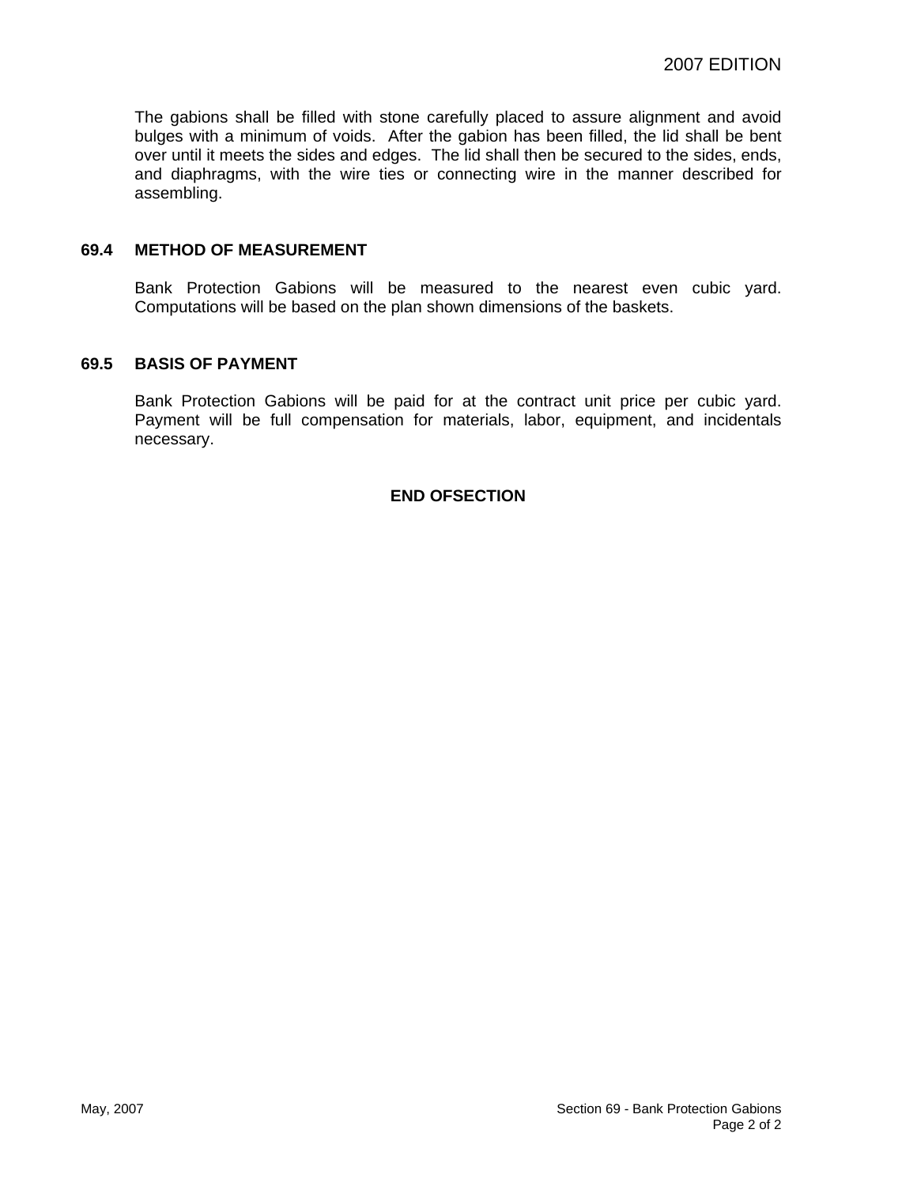The gabions shall be filled with stone carefully placed to assure alignment and avoid bulges with a minimum of voids. After the gabion has been filled, the lid shall be bent over until it meets the sides and edges. The lid shall then be secured to the sides, ends, and diaphragms, with the wire ties or connecting wire in the manner described for assembling.

## 69.4 METHOD OF MEASUREMENT

Bank Protection Gabions will be measured to the nearest even cubic yard. Computations will be based on the plan shown dimensions of the baskets.

## 69.5 BASIS OF PAYMENT

Bank Protection Gabions will be paid for at the contract unit price per cubic yard. Payment will be full compensation for materials, labor, equipment, and incidentals necessary.

**END OFSECTION**